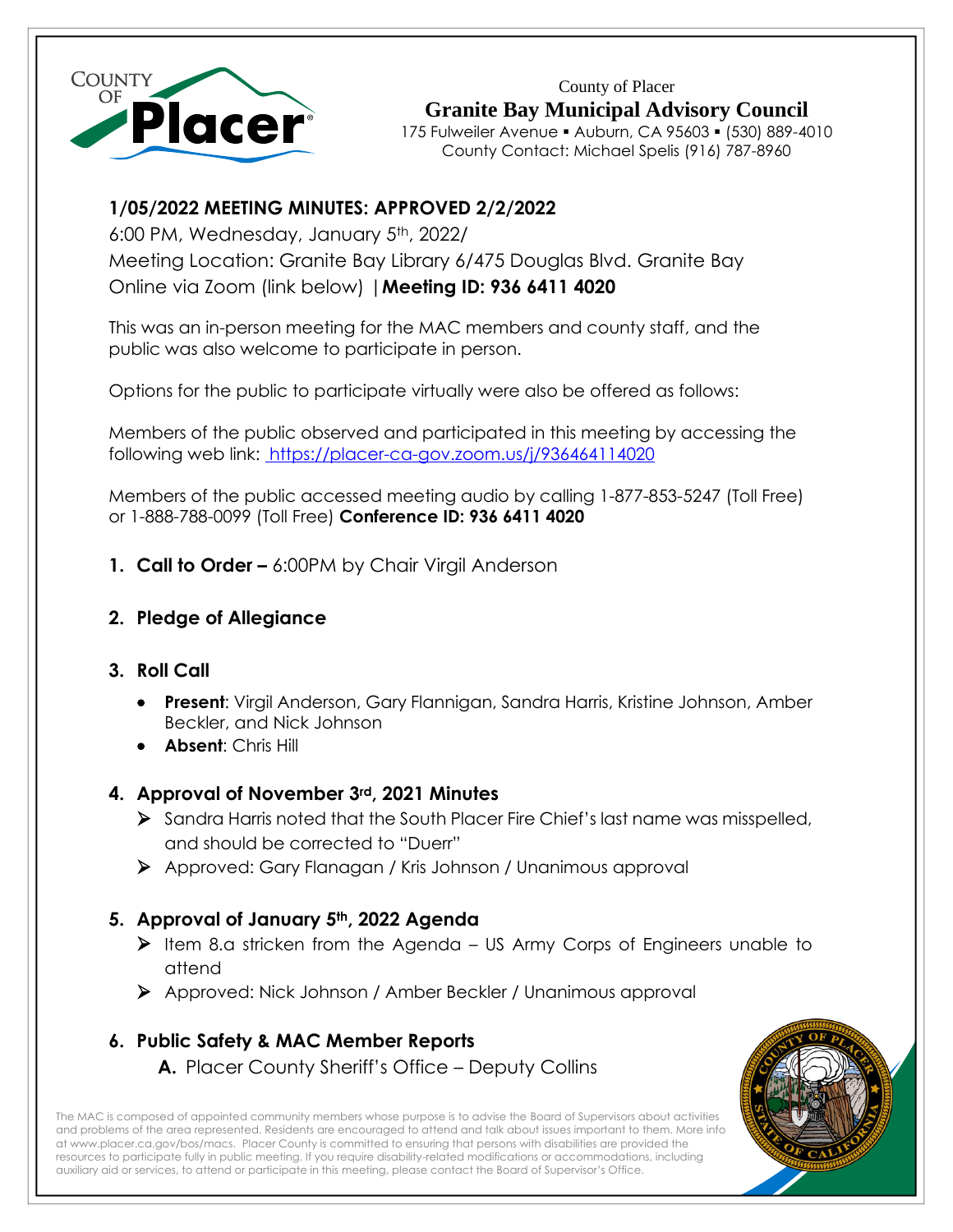County of Placer

**Granite Bay Municipal Advisory Council**

175 Fulweiler Avenue ▪ Auburn, CA 95603 ▪ (530) 889-4010
County Contact: Michael Spelis (916) 787-8960

## 1/05/2022 MEETING MINUTES: APPROVED 2/2/2022

6:00 PM, Wednesday, January 5th, 2022/
Meeting Location: Granite Bay Library 6/475 Douglas Blvd. Granite Bay
Online via Zoom (link below) | **Meeting ID: 936 6411 4020**

This was an in-person meeting for the MAC members and county staff, and the public was also welcome to participate in person.

Options for the public to participate virtually were also be offered as follows:

Members of the public observed and participated in this meeting by accessing the following web link: https://placer-ca-gov.zoom.us/j/93646411402

Members of the public accessed meeting audio by calling 1-877-853-5247 (Toll Free) or 1-888-788-0099 (Toll Free) **Conference ID: 936 6411 4020**

1. **Call to Order –** 6:00PM by Chair Virgil Anderson

2. **Pledge of Allegiance**

3. **Roll Call**
   - **Present**: Virgil Anderson, Gary Flannigan, Sandra Harris, Kristine Johnson, Amber Beckler, and Nick Johnson
   - **Absent**: Chris Hill

4. **Approval of November 3rd, 2021 Minutes**
   - Sandra Harris noted that the South Placer Fire Chief's last name was misspelled, and should be corrected to "Duerr"
   - Approved: Gary Flanagan / Kris Johnson / Unanimous approval

5. **Approval of January 5th, 2022 Agenda**
   - Item 8.a stricken from the Agenda – US Army Corps of Engineers unable to attend
   - Approved: Nick Johnson / Amber Beckler / Unanimous approval

6. **Public Safety & MAC Member Reports**
   
   **A.** Placer County Sheriff's Office – Deputy Collins

The MAC is composed of appointed community members whose purpose is to advise the Board of Supervisors about activities and problems of the area represented. Residents are encouraged to attend and talk about issues important to them. More info at www.placer.ca.gov/bos/macs. Placer County is committed to ensuring that persons with disabilities are provided the resources to participate fully in public meeting. If you require disability-related modifications or accommodations, including auxiliary aid or services, to attend or participate in this meeting, please contact the Board of Supervisor's Office.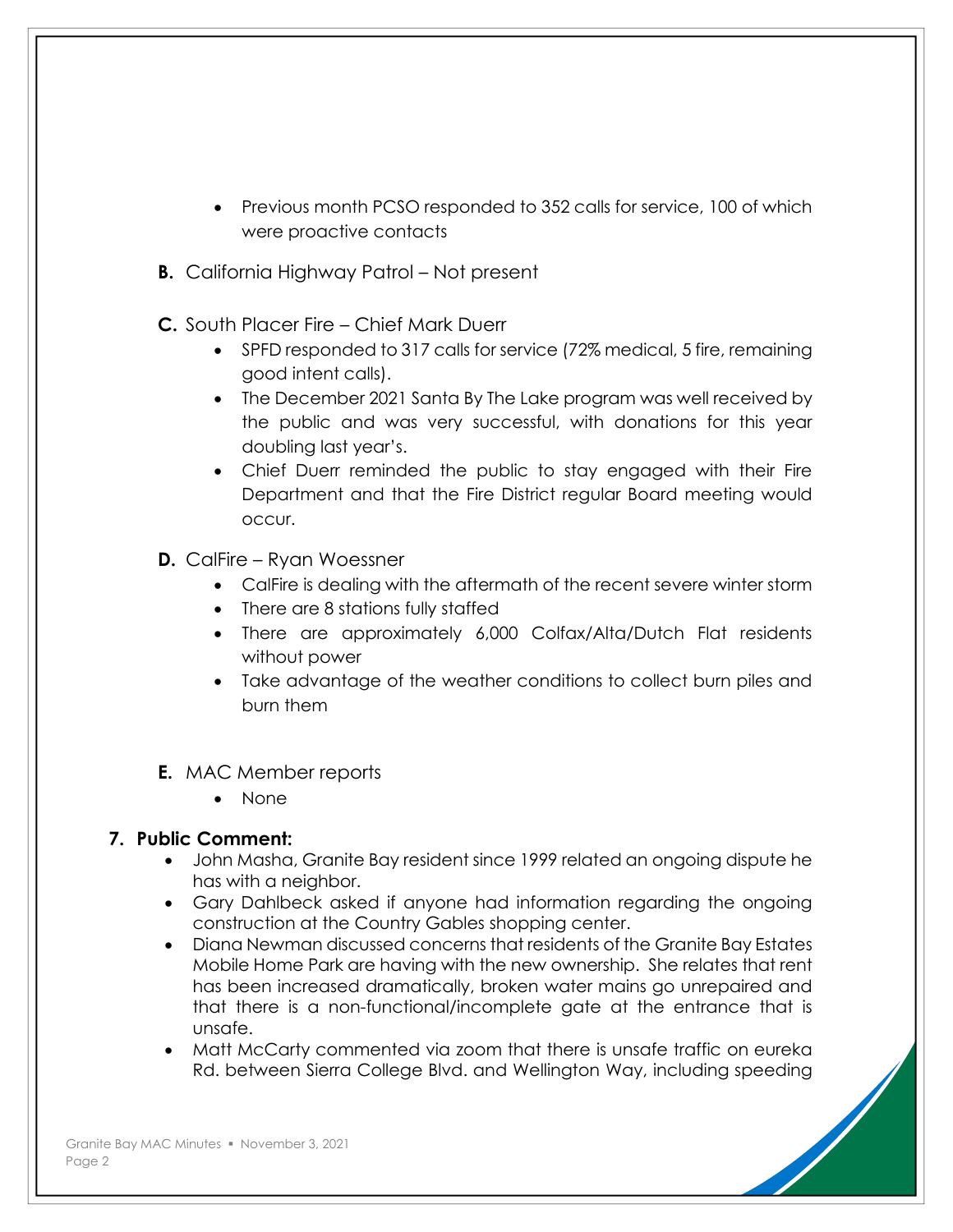- Previous month PCSO responded to 352 calls for service, 100 of which were proactive contacts

**B.** California Highway Patrol – Not present

**C.** South Placer Fire – Chief Mark Duerr

- SPFD responded to 317 calls for service (72% medical, 5 fire, remaining good intent calls).
- The December 2021 Santa By The Lake program was well received by the public and was very successful, with donations for this year doubling last year's.
- Chief Duerr reminded the public to stay engaged with their Fire Department and that the Fire District regular Board meeting would occur.

**D.** CalFire – Ryan Woessner

- CalFire is dealing with the aftermath of the recent severe winter storm
- There are 8 stations fully staffed
- There are approximately 6,000 Colfax/Alta/Dutch Flat residents without power
- Take advantage of the weather conditions to collect burn piles and burn them

**E.** MAC Member reports

- None

**7. Public Comment:**

- John Masha, Granite Bay resident since 1999 related an ongoing dispute he has with a neighbor.
- Gary Dahlbeck asked if anyone had information regarding the ongoing construction at the Country Gables shopping center.
- Diana Newman discussed concerns that residents of the Granite Bay Estates Mobile Home Park are having with the new ownership. She relates that rent has been increased dramatically, broken water mains go unrepaired and that there is a non-functional/incomplete gate at the entrance that is unsafe.
- Matt McCarty commented via zoom that there is unsafe traffic on eureka Rd. between Sierra College Blvd. and Wellington Way, including speeding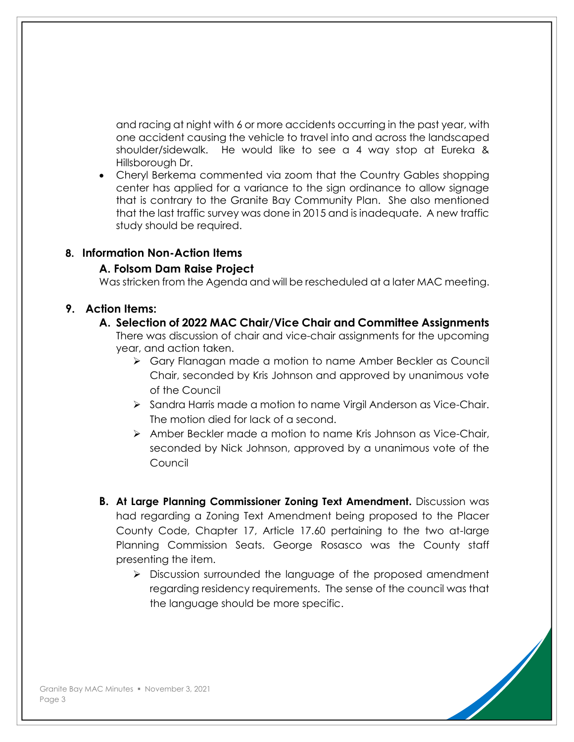and racing at night with 6 or more accidents occurring in the past year, with one accident causing the vehicle to travel into and across the landscaped shoulder/sidewalk. He would like to see a 4 way stop at Eureka & Hillsborough Dr.

- Cheryl Berkema commented via zoom that the Country Gables shopping center has applied for a variance to the sign ordinance to allow signage that is contrary to the Granite Bay Community Plan. She also mentioned that the last traffic survey was done in 2015 and is inadequate. A new traffic study should be required.

## 8. Information Non-Action Items

### A. Folsom Dam Raise Project

Was stricken from the Agenda and will be rescheduled at a later MAC meeting.

## 9. Action Items:

### A. Selection of 2022 MAC Chair/Vice Chair and Committee Assignments

There was discussion of chair and vice-chair assignments for the upcoming year, and action taken.

- Gary Flanagan made a motion to name Amber Beckler as Council Chair, seconded by Kris Johnson and approved by unanimous vote of the Council
- Sandra Harris made a motion to name Virgil Anderson as Vice-Chair. The motion died for lack of a second.
- Amber Beckler made a motion to name Kris Johnson as Vice-Chair, seconded by Nick Johnson, approved by a unanimous vote of the Council

**B. At Large Planning Commissioner Zoning Text Amendment.** Discussion was had regarding a Zoning Text Amendment being proposed to the Placer County Code, Chapter 17, Article 17.60 pertaining to the two at-large Planning Commission Seats. George Rosasco was the County staff presenting the item.

- Discussion surrounded the language of the proposed amendment regarding residency requirements. The sense of the council was that the language should be more specific.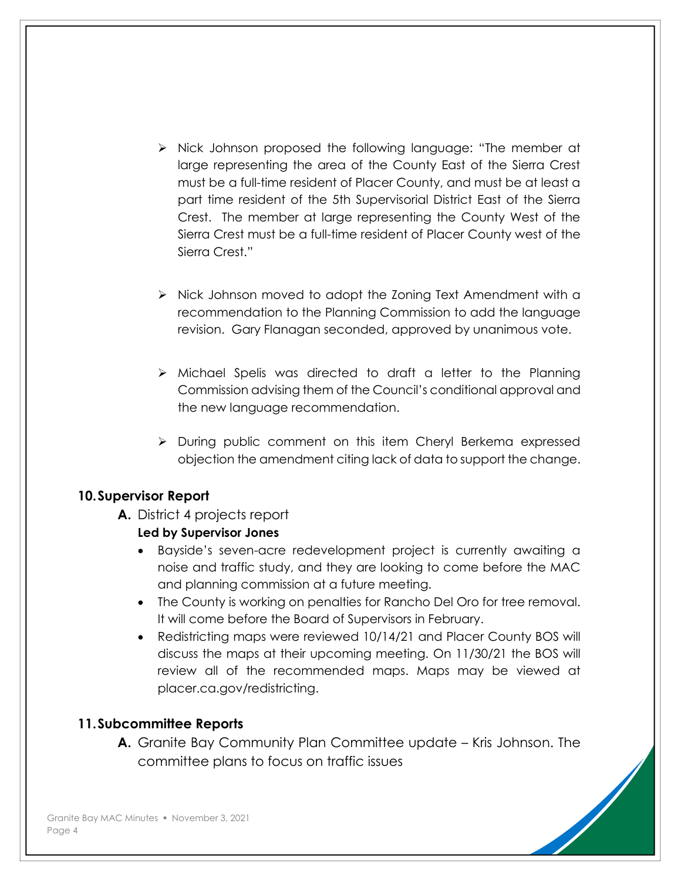- Nick Johnson proposed the following language: "The member at large representing the area of the County East of the Sierra Crest must be a full-time resident of Placer County, and must be at least a part time resident of the 5th Supervisorial District East of the Sierra Crest. The member at large representing the County West of the Sierra Crest must be a full-time resident of Placer County west of the Sierra Crest."

- Nick Johnson moved to adopt the Zoning Text Amendment with a recommendation to the Planning Commission to add the language revision. Gary Flanagan seconded, approved by unanimous vote.

- Michael Spelis was directed to draft a letter to the Planning Commission advising them of the Council's conditional approval and the new language recommendation.

- During public comment on this item Cheryl Berkema expressed objection the amendment citing lack of data to support the change.

## 10. Supervisor Report

**A.** District 4 projects report

**Led by Supervisor Jones**

- Bayside's seven-acre redevelopment project is currently awaiting a noise and traffic study, and they are looking to come before the MAC and planning commission at a future meeting.
- The County is working on penalties for Rancho Del Oro for tree removal. It will come before the Board of Supervisors in February.
- Redistricting maps were reviewed 10/14/21 and Placer County BOS will discuss the maps at their upcoming meeting. On 11/30/21 the BOS will review all of the recommended maps. Maps may be viewed at placer.ca.gov/redistricting.

## 11. Subcommittee Reports

**A.** Granite Bay Community Plan Committee update – Kris Johnson. The committee plans to focus on traffic issues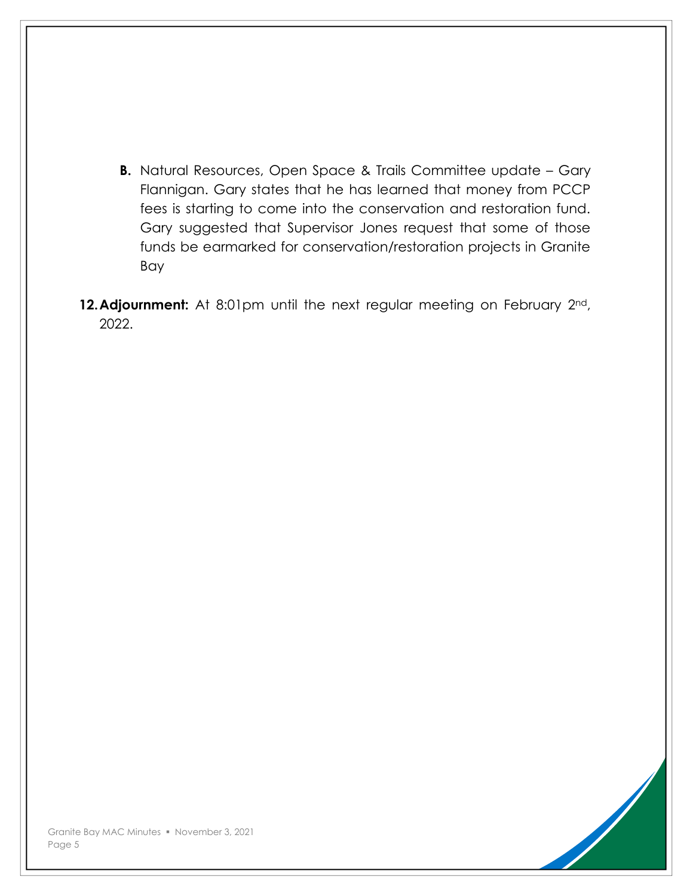**B.** Natural Resources, Open Space & Trails Committee update – Gary Flannigan. Gary states that he has learned that money from PCCP fees is starting to come into the conservation and restoration fund. Gary suggested that Supervisor Jones request that some of those funds be earmarked for conservation/restoration projects in Granite Bay

**12. Adjournment:** At 8:01pm until the next regular meeting on February 2nd, 2022.